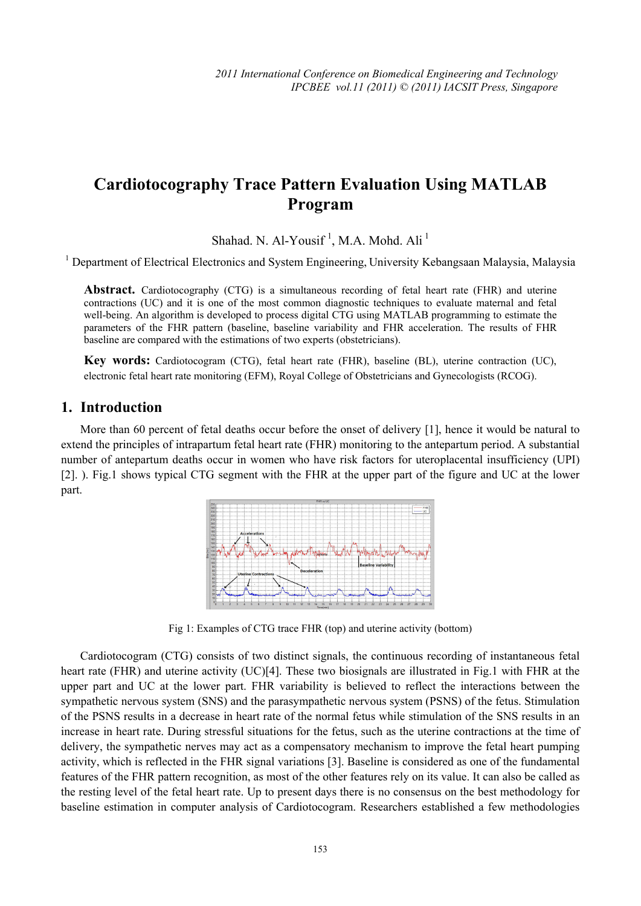# Cardiotocography Trace Pattern Evaluation Using MATLAB Program

Shahad. N. Al-Yousif [1], M.A. Mohd. Ali [1]

[1] Department of Electrical Electronics and System Engineering, University Kebangsaan Malaysia, Malaysia

**Abstract.** Cardiotocography (CTG) is a simultaneous recording of fetal heart rate (FHR) and uterine contractions (UC) and it is one of the most common diagnostic techniques to evaluate maternal and fetal well-being. An algorithm is developed to process digital CTG using MATLAB programming to estimate the parameters of the FHR pattern (baseline, baseline variability and FHR acceleration. The results of FHR baseline are compared with the estimations of two experts (obstetricians).

**Key words:** Cardiotocogram (CTG), fetal heart rate (FHR), baseline (BL), uterine contraction (UC), electronic fetal heart rate monitoring (EFM), Royal College of Obstetricians and Gynecologists (RCOG).

## 1. Introduction

More than 60 percent of fetal deaths occur before the onset of delivery [1], hence it would be natural to extend the principles of intrapartum fetal heart rate (FHR) monitoring to the antepartum period. A substantial number of antepartum deaths occur in women who have risk factors for uteroplacental insufficiency (UPI) [2]. ). Fig.1 shows typical CTG segment with the FHR at the upper part of the figure and UC at the lower part.

Fig 1: Examples of CTG trace FHR (top) and uterine activity (bottom)

Cardiotocogram (CTG) consists of two distinct signals, the continuous recording of instantaneous fetal heart rate (FHR) and uterine activity (UC)[4]. These two biosignals are illustrated in Fig.1 with FHR at the upper part and UC at the lower part. FHR variability is believed to reflect the interactions between the sympathetic nervous system (SNS) and the parasympathetic nervous system (PSNS) of the fetus. Stimulation of the PSNS results in a decrease in heart rate of the normal fetus while stimulation of the SNS results in an increase in heart rate. During stressful situations for the fetus, such as the uterine contractions at the time of delivery, the sympathetic nerves may act as a compensatory mechanism to improve the fetal heart pumping activity, which is reflected in the FHR signal variations [3]. Baseline is considered as one of the fundamental features of the FHR pattern recognition, as most of the other features rely on its value. It can also be called as the resting level of the fetal heart rate. Up to present days there is no consensus on the best methodology for baseline estimation in computer analysis of Cardiotocogram. Researchers established a few methodologies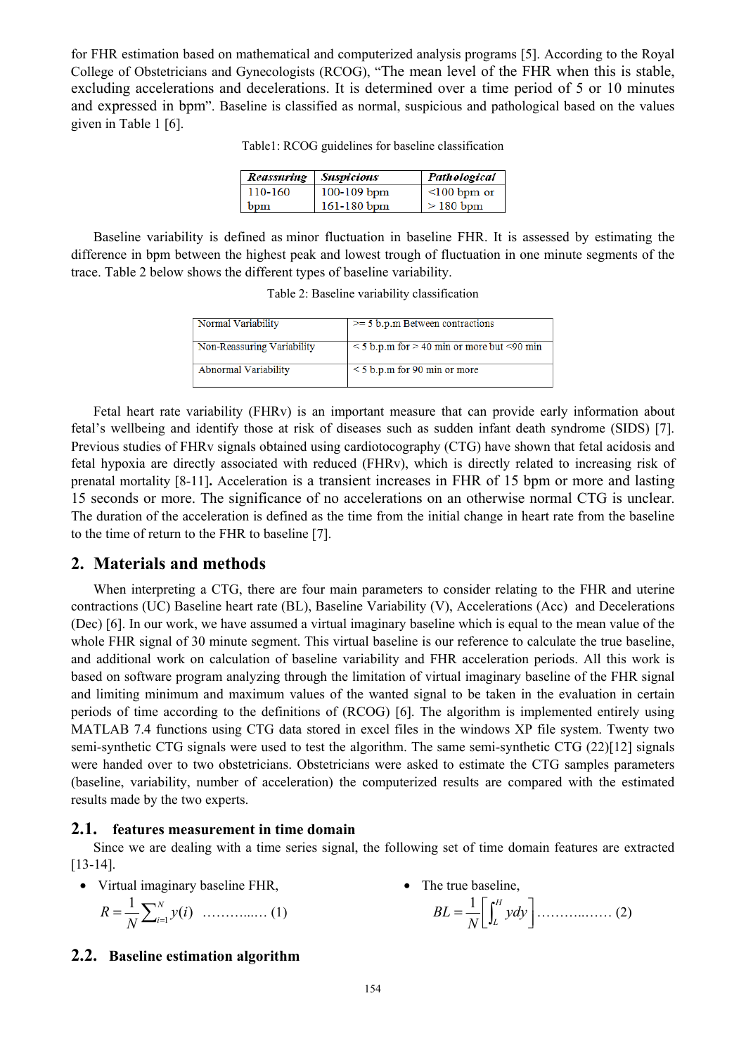for FHR estimation based on mathematical and computerized analysis programs [5]. According to the Royal College of Obstetricians and Gynecologists (RCOG), "The mean level of the FHR when this is stable, excluding accelerations and decelerations. It is determined over a time period of 5 or 10 minutes and expressed in bpm". Baseline is classified as normal, suspicious and pathological based on the values given in Table 1 [6].

Table1: RCOG guidelines for baseline classification

| *Reassuring* | *Suspicious* | *Pathological* |
|---|---|---|
| 110-160 bpm | 100-109 bpm<br>161-180 bpm | <100 bpm or<br>> 180 bpm |

Baseline variability is defined as minor fluctuation in baseline FHR. It is assessed by estimating the difference in bpm between the highest peak and lowest trough of fluctuation in one minute segments of the trace. Table 2 below shows the different types of baseline variability.

Table 2: Baseline variability classification

| | |
|---|---|
| Normal Variability | >= 5 b.p.m Between contractions |
| Non-Reassuring Variability | < 5 b.p.m for > 40 min or more but <90 min |
| Abnormal Variability | < 5 b.p.m for 90 min or more |

Fetal heart rate variability (FHRv) is an important measure that can provide early information about fetal's wellbeing and identify those at risk of diseases such as sudden infant death syndrome (SIDS) [7]. Previous studies of FHRv signals obtained using cardiotocography (CTG) have shown that fetal acidosis and fetal hypoxia are directly associated with reduced (FHRv), which is directly related to increasing risk of prenatal mortality [8-11]**.** Acceleration is a transient increases in FHR of 15 bpm or more and lasting 15 seconds or more. The significance of no accelerations on an otherwise normal CTG is unclear. The duration of the acceleration is defined as the time from the initial change in heart rate from the baseline to the time of return to the FHR to baseline [7].

## 2. Materials and methods

When interpreting a CTG, there are four main parameters to consider relating to the FHR and uterine contractions (UC) Baseline heart rate (BL), Baseline Variability (V), Accelerations (Acc) and Decelerations (Dec) [6]. In our work, we have assumed a virtual imaginary baseline which is equal to the mean value of the whole FHR signal of 30 minute segment. This virtual baseline is our reference to calculate the true baseline, and additional work on calculation of baseline variability and FHR acceleration periods. All this work is based on software program analyzing through the limitation of virtual imaginary baseline of the FHR signal and limiting minimum and maximum values of the wanted signal to be taken in the evaluation in certain periods of time according to the definitions of (RCOG) [6]. The algorithm is implemented entirely using MATLAB 7.4 functions using CTG data stored in excel files in the windows XP file system. Twenty two semi-synthetic CTG signals were used to test the algorithm. The same semi-synthetic CTG (22)[12] signals were handed over to two obstetricians. Obstetricians were asked to estimate the CTG samples parameters (baseline, variability, number of acceleration) the computerized results are compared with the estimated results made by the two experts.

### 2.1. features measurement in time domain

Since we are dealing with a time series signal, the following set of time domain features are extracted [13-14].

- Virtual imaginary baseline FHR,

$$R = \frac{1}{N}\sum_{i=1}^{N} y(i) \quad \ldots\ldots\ldots\ldots (1)$$

- The true baseline,

$$BL = \frac{1}{N}\left[\int_{L}^{H} y dy\right] \ldots\ldots\ldots\ldots (2)$$

### 2.2. Baseline estimation algorithm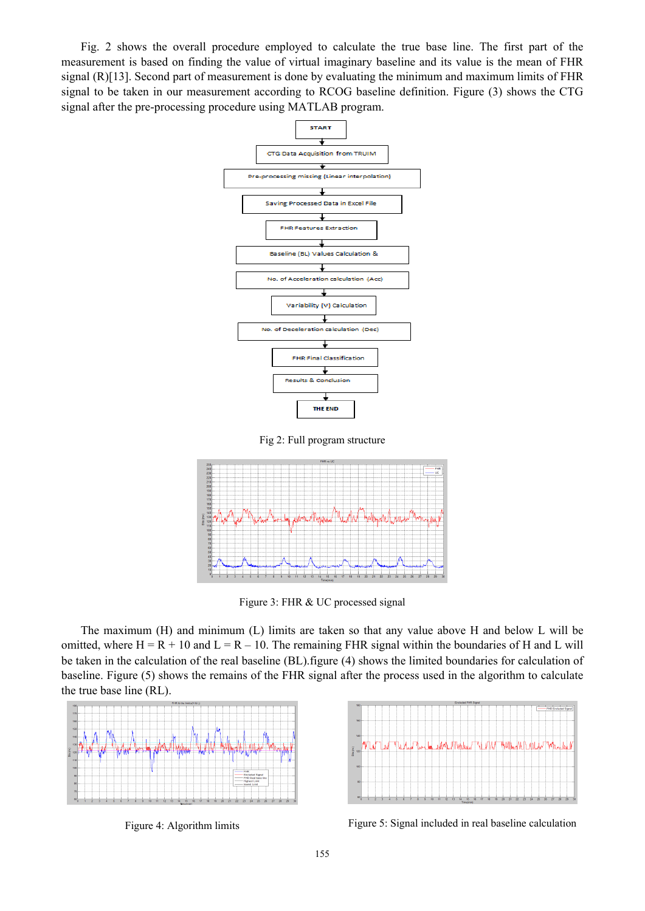Fig. 2 shows the overall procedure employed to calculate the true base line. The first part of the measurement is based on finding the value of virtual imaginary baseline and its value is the mean of FHR signal (R)[13]. Second part of measurement is done by evaluating the minimum and maximum limits of FHR signal to be taken in our measurement according to RCOG baseline definition. Figure (3) shows the CTG signal after the pre-processing procedure using MATLAB program.

START

CTG Data Acquisition from TRUIM

Pre-processing missing (Linear interpolation)

Saving Processed Data in Excel File

FHR Features Extraction

Baseline (BL) Values Calculation &

No. of Acceleration calculation (Acc)

Variability (V) Calculation

No. of Deceleration calculation (Dec)

FHR Final Classification

Results & Conclusion

THE END

Fig 2: Full program structure

Figure 3: FHR & UC processed signal

The maximum (H) and minimum (L) limits are taken so that any value above H and below L will be omitted, where H = R + 10 and L = R – 10. The remaining FHR signal within the boundaries of H and L will be taken in the calculation of the real baseline (BL).figure (4) shows the limited boundaries for calculation of baseline. Figure (5) shows the remains of the FHR signal after the process used in the algorithm to calculate the true base line (RL).

Figure 4: Algorithm limits

Figure 5: Signal included in real baseline calculation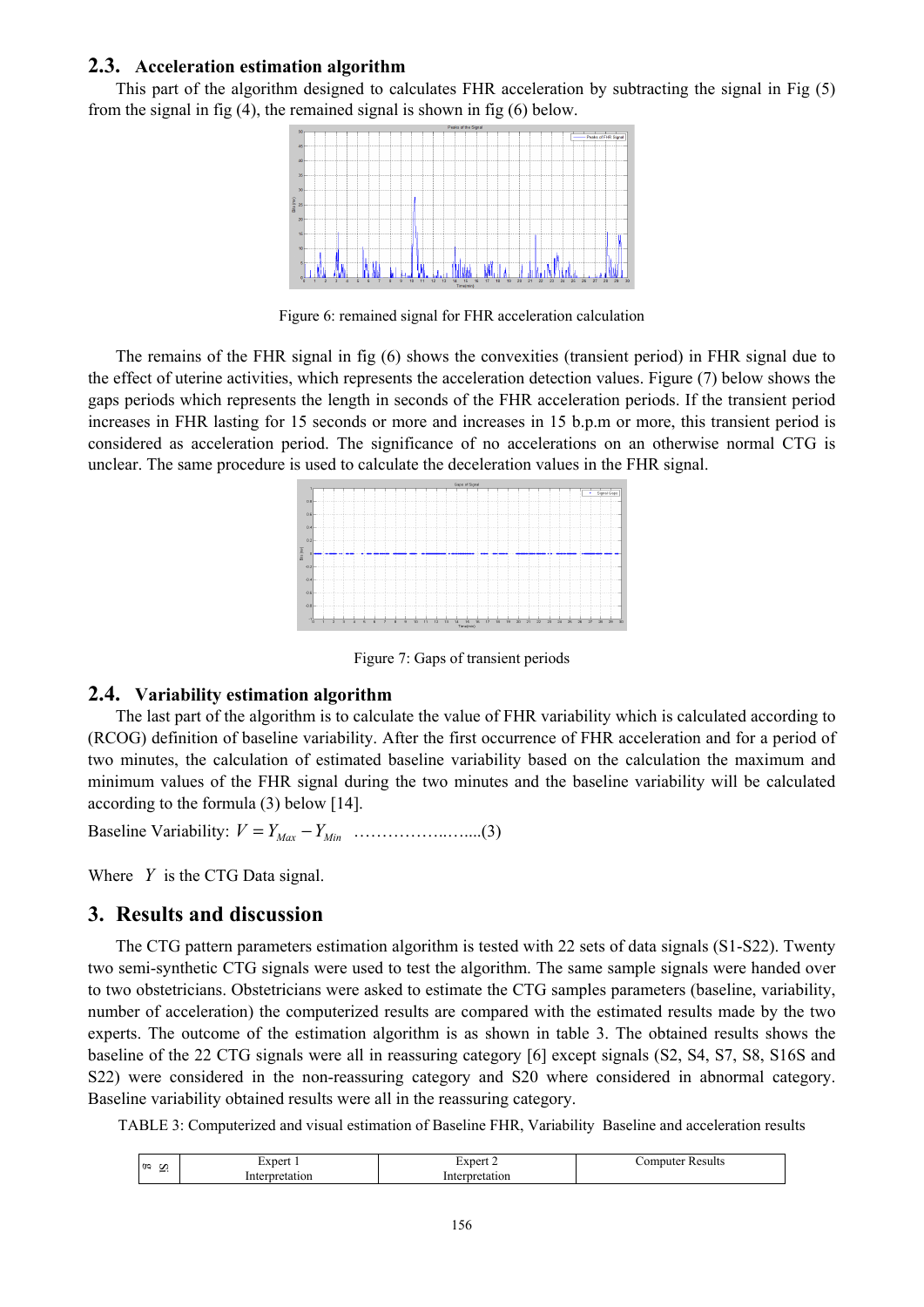## 2.3. Acceleration estimation algorithm

This part of the algorithm designed to calculates FHR acceleration by subtracting the signal in Fig (5) from the signal in fig (4), the remained signal is shown in fig (6) below.

Figure 6: remained signal for FHR acceleration calculation

The remains of the FHR signal in fig (6) shows the convexities (transient period) in FHR signal due to the effect of uterine activities, which represents the acceleration detection values. Figure (7) below shows the gaps periods which represents the length in seconds of the FHR acceleration periods. If the transient period increases in FHR lasting for 15 seconds or more and increases in 15 b.p.m or more, this transient period is considered as acceleration period. The significance of no accelerations on an otherwise normal CTG is unclear. The same procedure is used to calculate the deceleration values in the FHR signal.

Figure 7: Gaps of transient periods

## 2.4. Variability estimation algorithm

The last part of the algorithm is to calculate the value of FHR variability which is calculated according to (RCOG) definition of baseline variability. After the first occurrence of FHR acceleration and for a period of two minutes, the calculation of estimated baseline variability based on the calculation the maximum and minimum values of the FHR signal during the two minutes and the baseline variability will be calculated according to the formula (3) below [14].

Baseline Variability: $V = Y_{Max} - Y_{Min}$ ……………..…....(3)

Where $Y$ is the CTG Data signal.

# 3. Results and discussion

The CTG pattern parameters estimation algorithm is tested with 22 sets of data signals (S1-S22). Twenty two semi-synthetic CTG signals were used to test the algorithm. The same sample signals were handed over to two obstetricians. Obstetricians were asked to estimate the CTG samples parameters (baseline, variability, number of acceleration) the computerized results are compared with the estimated results made by the two experts. The outcome of the estimation algorithm is as shown in table 3. The obtained results shows the baseline of the 22 CTG signals were all in reassuring category [6] except signals (S2, S4, S7, S8, S16S and S22) were considered in the non-reassuring category and S20 where considered in abnormal category. Baseline variability obtained results were all in the reassuring category.

TABLE 3: Computerized and visual estimation of Baseline FHR, Variability Baseline and acceleration results

| Sig | Expert 1 Interpretation | Expert 2 Interpretation | Computer Results |
|---|---|---|---|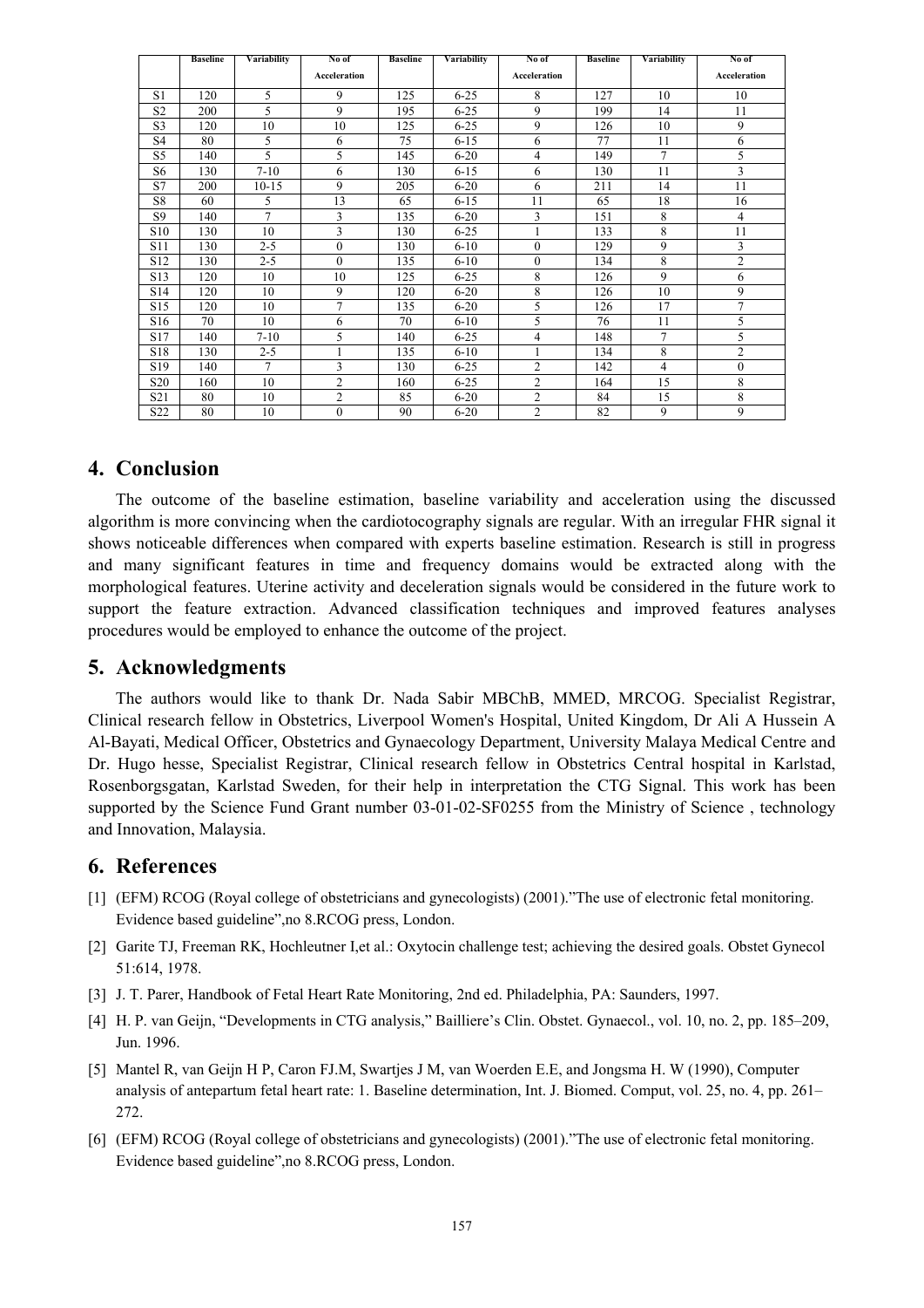| | Baseline | Variability | No of Acceleration | Baseline | Variability | No of Acceleration | Baseline | Variability | No of Acceleration |
|---|---|---|---|---|---|---|---|---|---|
| S1 | 120 | 5 | 9 | 125 | 6-25 | 8 | 127 | 10 | 10 |
| S2 | 200 | 5 | 9 | 195 | 6-25 | 9 | 199 | 14 | 11 |
| S3 | 120 | 10 | 10 | 125 | 6-25 | 9 | 126 | 10 | 9 |
| S4 | 80 | 5 | 6 | 75 | 6-15 | 6 | 77 | 11 | 6 |
| S5 | 140 | 5 | 5 | 145 | 6-20 | 4 | 149 | 7 | 5 |
| S6 | 130 | 7-10 | 6 | 130 | 6-15 | 6 | 130 | 11 | 3 |
| S7 | 200 | 10-15 | 9 | 205 | 6-20 | 6 | 211 | 14 | 11 |
| S8 | 60 | 5 | 13 | 65 | 6-15 | 11 | 65 | 18 | 16 |
| S9 | 140 | 7 | 3 | 135 | 6-20 | 3 | 151 | 8 | 4 |
| S10 | 130 | 10 | 3 | 130 | 6-25 | 1 | 133 | 8 | 11 |
| S11 | 130 | 2-5 | 0 | 130 | 6-10 | 0 | 129 | 9 | 3 |
| S12 | 130 | 2-5 | 0 | 135 | 6-10 | 0 | 134 | 8 | 2 |
| S13 | 120 | 10 | 10 | 125 | 6-25 | 8 | 126 | 9 | 6 |
| S14 | 120 | 10 | 9 | 120 | 6-20 | 8 | 126 | 10 | 9 |
| S15 | 120 | 10 | 7 | 135 | 6-20 | 5 | 126 | 17 | 7 |
| S16 | 70 | 10 | 6 | 70 | 6-10 | 5 | 76 | 11 | 5 |
| S17 | 140 | 7-10 | 5 | 140 | 6-25 | 4 | 148 | 7 | 5 |
| S18 | 130 | 2-5 | 1 | 135 | 6-10 | 1 | 134 | 8 | 2 |
| S19 | 140 | 7 | 3 | 130 | 6-25 | 2 | 142 | 4 | 0 |
| S20 | 160 | 10 | 2 | 160 | 6-25 | 2 | 164 | 15 | 8 |
| S21 | 80 | 10 | 2 | 85 | 6-20 | 2 | 84 | 15 | 8 |
| S22 | 80 | 10 | 0 | 90 | 6-20 | 2 | 82 | 9 | 9 |

## 4. Conclusion

The outcome of the baseline estimation, baseline variability and acceleration using the discussed algorithm is more convincing when the cardiotocography signals are regular. With an irregular FHR signal it shows noticeable differences when compared with experts baseline estimation. Research is still in progress and many significant features in time and frequency domains would be extracted along with the morphological features. Uterine activity and deceleration signals would be considered in the future work to support the feature extraction. Advanced classification techniques and improved features analyses procedures would be employed to enhance the outcome of the project.

## 5. Acknowledgments

The authors would like to thank Dr. Nada Sabir MBChB, MMED, MRCOG. Specialist Registrar, Clinical research fellow in Obstetrics, Liverpool Women's Hospital, United Kingdom, Dr Ali A Hussein A Al-Bayati, Medical Officer, Obstetrics and Gynaecology Department, University Malaya Medical Centre and Dr. Hugo hesse, Specialist Registrar, Clinical research fellow in Obstetrics Central hospital in Karlstad, Rosenborgsgatan, Karlstad Sweden, for their help in interpretation the CTG Signal. This work has been supported by the Science Fund Grant number 03-01-02-SF0255 from the Ministry of Science , technology and Innovation, Malaysia.

## 6. References

[1] (EFM) RCOG (Royal college of obstetricians and gynecologists) (2001)."The use of electronic fetal monitoring. Evidence based guideline",no 8.RCOG press, London.

[2] Garite TJ, Freeman RK, Hochleutner I,et al.: Oxytocin challenge test; achieving the desired goals. Obstet Gynecol 51:614, 1978.

[3] J. T. Parer, Handbook of Fetal Heart Rate Monitoring, 2nd ed. Philadelphia, PA: Saunders, 1997.

[4] H. P. van Geijn, "Developments in CTG analysis," Bailliere's Clin. Obstet. Gynaecol., vol. 10, no. 2, pp. 185–209, Jun. 1996.

[5] Mantel R, van Geijn H P, Caron FJ.M, Swartjes J M, van Woerden E.E, and Jongsma H. W (1990), Computer analysis of antepartum fetal heart rate: 1. Baseline determination, Int. J. Biomed. Comput, vol. 25, no. 4, pp. 261–272.

[6] (EFM) RCOG (Royal college of obstetricians and gynecologists) (2001)."The use of electronic fetal monitoring. Evidence based guideline",no 8.RCOG press, London.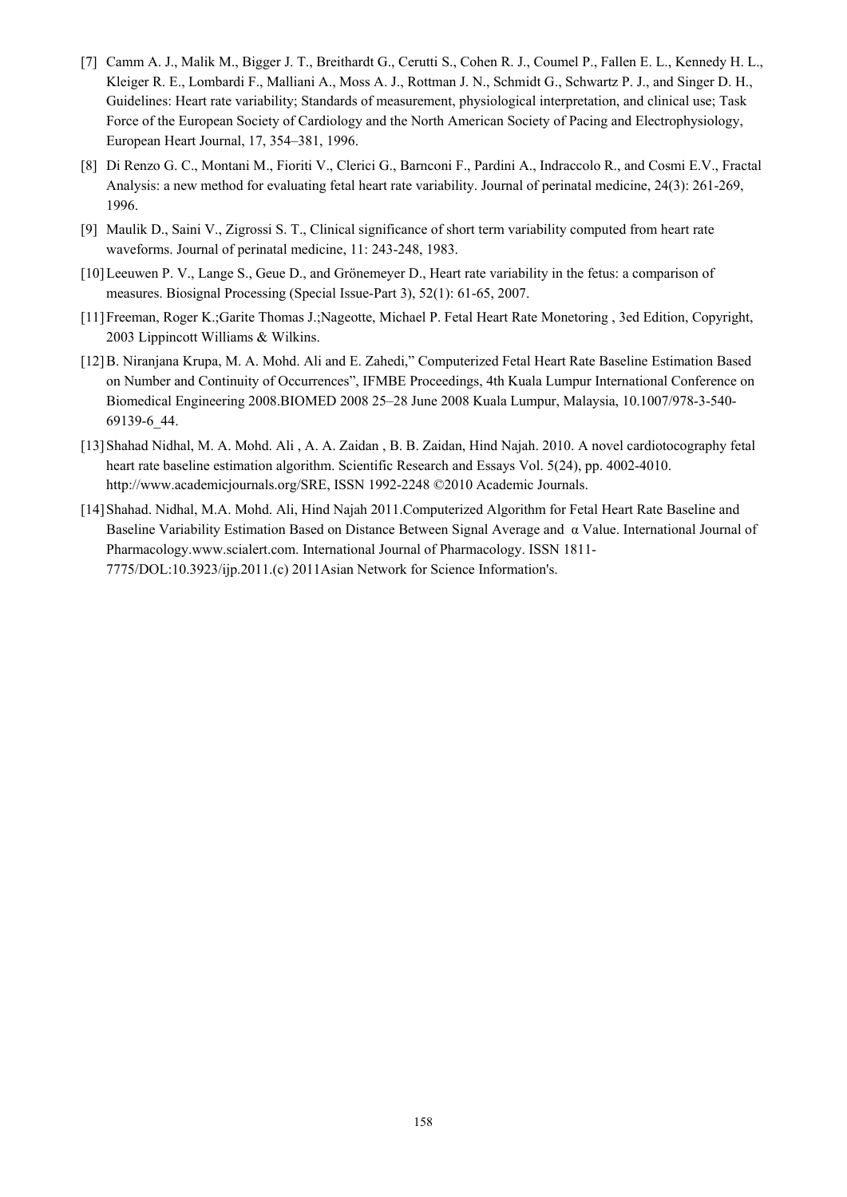[7] Camm A. J., Malik M., Bigger J. T., Breithardt G., Cerutti S., Cohen R. J., Coumel P., Fallen E. L., Kennedy H. L., Kleiger R. E., Lombardi F., Malliani A., Moss A. J., Rottman J. N., Schmidt G., Schwartz P. J., and Singer D. H., Guidelines: Heart rate variability; Standards of measurement, physiological interpretation, and clinical use; Task Force of the European Society of Cardiology and the North American Society of Pacing and Electrophysiology, European Heart Journal, 17, 354–381, 1996.

[8] Di Renzo G. C., Montani M., Fioriti V., Clerici G., Barnconi F., Pardini A., Indraccolo R., and Cosmi E.V., Fractal Analysis: a new method for evaluating fetal heart rate variability. Journal of perinatal medicine, 24(3): 261-269, 1996.

[9] Maulik D., Saini V., Zigrossi S. T., Clinical significance of short term variability computed from heart rate waveforms. Journal of perinatal medicine, 11: 243-248, 1983.

[10] Leeuwen P. V., Lange S., Geue D., and Grönemeyer D., Heart rate variability in the fetus: a comparison of measures. Biosignal Processing (Special Issue-Part 3), 52(1): 61-65, 2007.

[11] Freeman, Roger K.;Garite Thomas J.;Nageotte, Michael P. Fetal Heart Rate Monetoring , 3ed Edition, Copyright, 2003 Lippincott Williams & Wilkins.

[12] B. Niranjana Krupa, M. A. Mohd. Ali and E. Zahedi," Computerized Fetal Heart Rate Baseline Estimation Based on Number and Continuity of Occurrences", IFMBE Proceedings, 4th Kuala Lumpur International Conference on Biomedical Engineering 2008.BIOMED 2008 25–28 June 2008 Kuala Lumpur, Malaysia, 10.1007/978-3-540-69139-6_44.

[13] Shahad Nidhal, M. A. Mohd. Ali , A. A. Zaidan , B. B. Zaidan, Hind Najah. 2010. A novel cardiotocography fetal heart rate baseline estimation algorithm. Scientific Research and Essays Vol. 5(24), pp. 4002-4010. http://www.academicjournals.org/SRE, ISSN 1992-2248 ©2010 Academic Journals.

[14] Shahad. Nidhal, M.A. Mohd. Ali, Hind Najah 2011.Computerized Algorithm for Fetal Heart Rate Baseline and Baseline Variability Estimation Based on Distance Between Signal Average and α Value. International Journal of Pharmacology.www.scialert.com. International Journal of Pharmacology. ISSN 1811-7775/DOL:10.3923/ijp.2011.(c) 2011Asian Network for Science Information's.